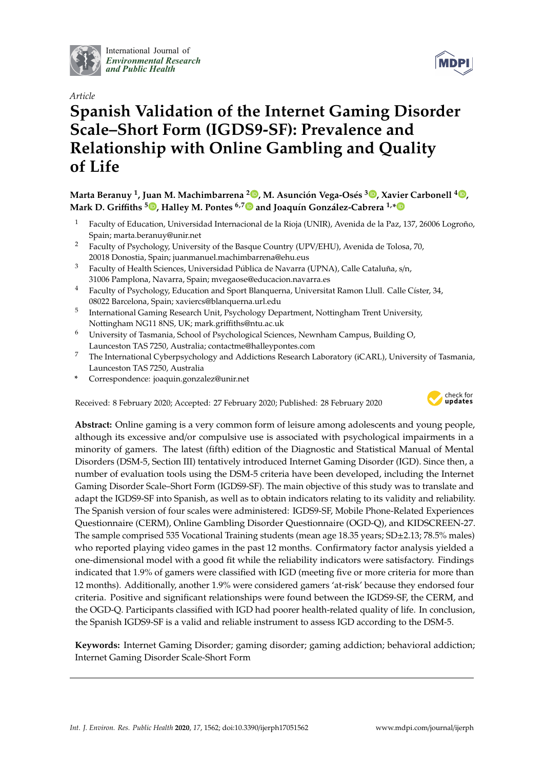International Journal of *Environmental Research and Public Health*

*Article*

# Spanish Validation of the Internet Gaming Disorder Scale–Short Form (IGDS9-SF): Prevalence and Relationship with Online Gambling and Quality of Life

**Marta Beranuy [1], Juan M. Machimbarrena [2], M. Asunción Vega-Osés [3], Xavier Carbonell [4], Mark D. Griffiths [5], Halley M. Pontes [6,7] and Joaquín González-Cabrera [1,*]**

1. Faculty of Education, Universidad Internacional de la Rioja (UNIR), Avenida de la Paz, 137, 26006 Logroño, Spain; marta.beranuy@unir.net
2. Faculty of Psychology, University of the Basque Country (UPV/EHU), Avenida de Tolosa, 70, 20018 Donostia, Spain; juanmanuel.machimbarrena@ehu.eus
3. Faculty of Health Sciences, Universidad Pública de Navarra (UPNA), Calle Cataluña, s/n, 31006 Pamplona, Navarra, Spain; mvegaose@educacion.navarra.es
4. Faculty of Psychology, Education and Sport Blanquerna, Universitat Ramon Llull. Calle Císter, 34, 08022 Barcelona, Spain; xaviercs@blanquerna.url.edu
5. International Gaming Research Unit, Psychology Department, Nottingham Trent University, Nottingham NG11 8NS, UK; mark.griffiths@ntu.ac.uk
6. University of Tasmania, School of Psychological Sciences, Newnham Campus, Building O, Launceston TAS 7250, Australia; contactme@halleypontes.com
7. The International Cyberpsychology and Addictions Research Laboratory (iCARL), University of Tasmania, Launceston TAS 7250, Australia

\* Correspondence: joaquin.gonzalez@unir.net

Received: 8 February 2020; Accepted: 27 February 2020; Published: 28 February 2020

**Abstract:** Online gaming is a very common form of leisure among adolescents and young people, although its excessive and/or compulsive use is associated with psychological impairments in a minority of gamers. The latest (fifth) edition of the Diagnostic and Statistical Manual of Mental Disorders (DSM-5, Section III) tentatively introduced Internet Gaming Disorder (IGD). Since then, a number of evaluation tools using the DSM-5 criteria have been developed, including the Internet Gaming Disorder Scale–Short Form (IGDS9-SF). The main objective of this study was to translate and adapt the IGDS9-SF into Spanish, as well as to obtain indicators relating to its validity and reliability. The Spanish version of four scales were administered: IGDS9-SF, Mobile Phone-Related Experiences Questionnaire (CERM), Online Gambling Disorder Questionnaire (OGD-Q), and KIDSCREEN-27. The sample comprised 535 Vocational Training students (mean age 18.35 years; SD±2.13; 78.5% males) who reported playing video games in the past 12 months. Confirmatory factor analysis yielded a one-dimensional model with a good fit while the reliability indicators were satisfactory. Findings indicated that 1.9% of gamers were classified with IGD (meeting five or more criteria for more than 12 months). Additionally, another 1.9% were considered gamers 'at-risk' because they endorsed four criteria. Positive and significant relationships were found between the IGDS9-SF, the CERM, and the OGD-Q. Participants classified with IGD had poorer health-related quality of life. In conclusion, the Spanish IGDS9-SF is a valid and reliable instrument to assess IGD according to the DSM-5.

**Keywords:** Internet Gaming Disorder; gaming disorder; gaming addiction; behavioral addiction; Internet Gaming Disorder Scale-Short Form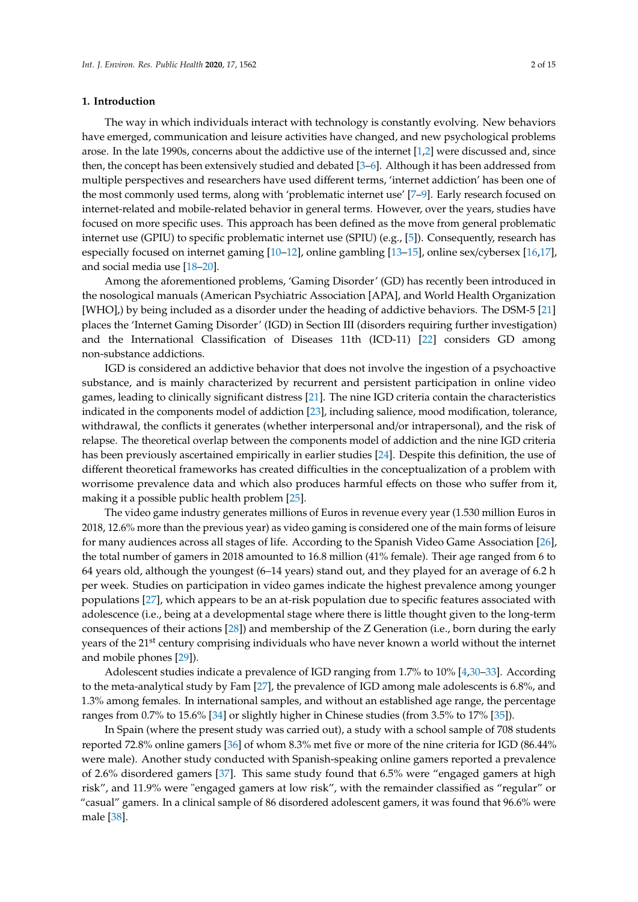## 1. Introduction

The way in which individuals interact with technology is constantly evolving. New behaviors have emerged, communication and leisure activities have changed, and new psychological problems arose. In the late 1990s, concerns about the addictive use of the internet [1,2] were discussed and, since then, the concept has been extensively studied and debated [3–6]. Although it has been addressed from multiple perspectives and researchers have used different terms, 'internet addiction' has been one of the most commonly used terms, along with 'problematic internet use' [7–9]. Early research focused on internet-related and mobile-related behavior in general terms. However, over the years, studies have focused on more specific uses. This approach has been defined as the move from general problematic internet use (GPIU) to specific problematic internet use (SPIU) (e.g., [5]). Consequently, research has especially focused on internet gaming [10–12], online gambling [13–15], online sex/cybersex [16,17], and social media use [18–20].

Among the aforementioned problems, 'Gaming Disorder' (GD) has recently been introduced in the nosological manuals (American Psychiatric Association [APA], and World Health Organization [WHO],) by being included as a disorder under the heading of addictive behaviors. The DSM-5 [21] places the 'Internet Gaming Disorder' (IGD) in Section III (disorders requiring further investigation) and the International Classification of Diseases 11th (ICD-11) [22] considers GD among non-substance addictions.

IGD is considered an addictive behavior that does not involve the ingestion of a psychoactive substance, and is mainly characterized by recurrent and persistent participation in online video games, leading to clinically significant distress [21]. The nine IGD criteria contain the characteristics indicated in the components model of addiction [23], including salience, mood modification, tolerance, withdrawal, the conflicts it generates (whether interpersonal and/or intrapersonal), and the risk of relapse. The theoretical overlap between the components model of addiction and the nine IGD criteria has been previously ascertained empirically in earlier studies [24]. Despite this definition, the use of different theoretical frameworks has created difficulties in the conceptualization of a problem with worrisome prevalence data and which also produces harmful effects on those who suffer from it, making it a possible public health problem [25].

The video game industry generates millions of Euros in revenue every year (1.530 million Euros in 2018, 12.6% more than the previous year) as video gaming is considered one of the main forms of leisure for many audiences across all stages of life. According to the Spanish Video Game Association [26], the total number of gamers in 2018 amounted to 16.8 million (41% female). Their age ranged from 6 to 64 years old, although the youngest (6–14 years) stand out, and they played for an average of 6.2 h per week. Studies on participation in video games indicate the highest prevalence among younger populations [27], which appears to be an at-risk population due to specific features associated with adolescence (i.e., being at a developmental stage where there is little thought given to the long-term consequences of their actions [28]) and membership of the Z Generation (i.e., born during the early years of the 21$^{st}$ century comprising individuals who have never known a world without the internet and mobile phones [29]).

Adolescent studies indicate a prevalence of IGD ranging from 1.7% to 10% [4,30–33]. According to the meta-analytical study by Fam [27], the prevalence of IGD among male adolescents is 6.8%, and 1.3% among females. In international samples, and without an established age range, the percentage ranges from 0.7% to 15.6% [34] or slightly higher in Chinese studies (from 3.5% to 17% [35]).

In Spain (where the present study was carried out), a study with a school sample of 708 students reported 72.8% online gamers [36] of whom 8.3% met five or more of the nine criteria for IGD (86.44% were male). Another study conducted with Spanish-speaking online gamers reported a prevalence of 2.6% disordered gamers [37]. This same study found that 6.5% were "engaged gamers at high risk", and 11.9% were "engaged gamers at low risk", with the remainder classified as "regular" or "casual" gamers. In a clinical sample of 86 disordered adolescent gamers, it was found that 96.6% were male [38].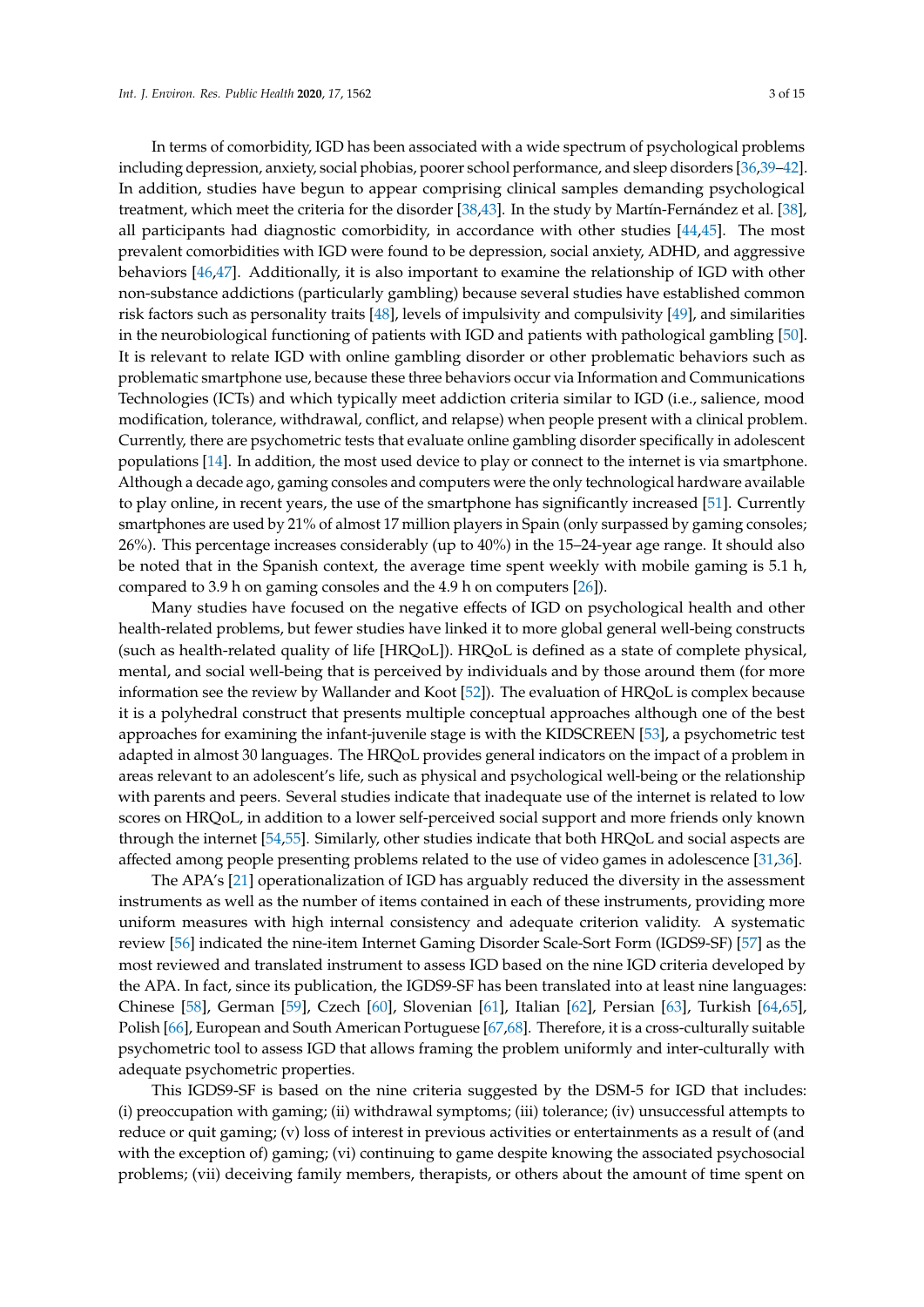In terms of comorbidity, IGD has been associated with a wide spectrum of psychological problems including depression, anxiety, social phobias, poorer school performance, and sleep disorders [36,39–42]. In addition, studies have begun to appear comprising clinical samples demanding psychological treatment, which meet the criteria for the disorder [38,43]. In the study by Martín-Fernández et al. [38], all participants had diagnostic comorbidity, in accordance with other studies [44,45]. The most prevalent comorbidities with IGD were found to be depression, social anxiety, ADHD, and aggressive behaviors [46,47]. Additionally, it is also important to examine the relationship of IGD with other non-substance addictions (particularly gambling) because several studies have established common risk factors such as personality traits [48], levels of impulsivity and compulsivity [49], and similarities in the neurobiological functioning of patients with IGD and patients with pathological gambling [50]. It is relevant to relate IGD with online gambling disorder or other problematic behaviors such as problematic smartphone use, because these three behaviors occur via Information and Communications Technologies (ICTs) and which typically meet addiction criteria similar to IGD (i.e., salience, mood modification, tolerance, withdrawal, conflict, and relapse) when people present with a clinical problem. Currently, there are psychometric tests that evaluate online gambling disorder specifically in adolescent populations [14]. In addition, the most used device to play or connect to the internet is via smartphone. Although a decade ago, gaming consoles and computers were the only technological hardware available to play online, in recent years, the use of the smartphone has significantly increased [51]. Currently smartphones are used by 21% of almost 17 million players in Spain (only surpassed by gaming consoles; 26%). This percentage increases considerably (up to 40%) in the 15–24-year age range. It should also be noted that in the Spanish context, the average time spent weekly with mobile gaming is 5.1 h, compared to 3.9 h on gaming consoles and the 4.9 h on computers [26]).

Many studies have focused on the negative effects of IGD on psychological health and other health-related problems, but fewer studies have linked it to more global general well-being constructs (such as health-related quality of life [HRQoL]). HRQoL is defined as a state of complete physical, mental, and social well-being that is perceived by individuals and by those around them (for more information see the review by Wallander and Koot [52]). The evaluation of HRQoL is complex because it is a polyhedral construct that presents multiple conceptual approaches although one of the best approaches for examining the infant-juvenile stage is with the KIDSCREEN [53], a psychometric test adapted in almost 30 languages. The HRQoL provides general indicators on the impact of a problem in areas relevant to an adolescent's life, such as physical and psychological well-being or the relationship with parents and peers. Several studies indicate that inadequate use of the internet is related to low scores on HRQoL, in addition to a lower self-perceived social support and more friends only known through the internet [54,55]. Similarly, other studies indicate that both HRQoL and social aspects are affected among people presenting problems related to the use of video games in adolescence [31,36].

The APA's [21] operationalization of IGD has arguably reduced the diversity in the assessment instruments as well as the number of items contained in each of these instruments, providing more uniform measures with high internal consistency and adequate criterion validity. A systematic review [56] indicated the nine-item Internet Gaming Disorder Scale-Sort Form (IGDS9-SF) [57] as the most reviewed and translated instrument to assess IGD based on the nine IGD criteria developed by the APA. In fact, since its publication, the IGDS9-SF has been translated into at least nine languages: Chinese [58], German [59], Czech [60], Slovenian [61], Italian [62], Persian [63], Turkish [64,65], Polish [66], European and South American Portuguese [67,68]. Therefore, it is a cross-culturally suitable psychometric tool to assess IGD that allows framing the problem uniformly and inter-culturally with adequate psychometric properties.

This IGDS9-SF is based on the nine criteria suggested by the DSM-5 for IGD that includes: (i) preoccupation with gaming; (ii) withdrawal symptoms; (iii) tolerance; (iv) unsuccessful attempts to reduce or quit gaming; (v) loss of interest in previous activities or entertainments as a result of (and with the exception of) gaming; (vi) continuing to game despite knowing the associated psychosocial problems; (vii) deceiving family members, therapists, or others about the amount of time spent on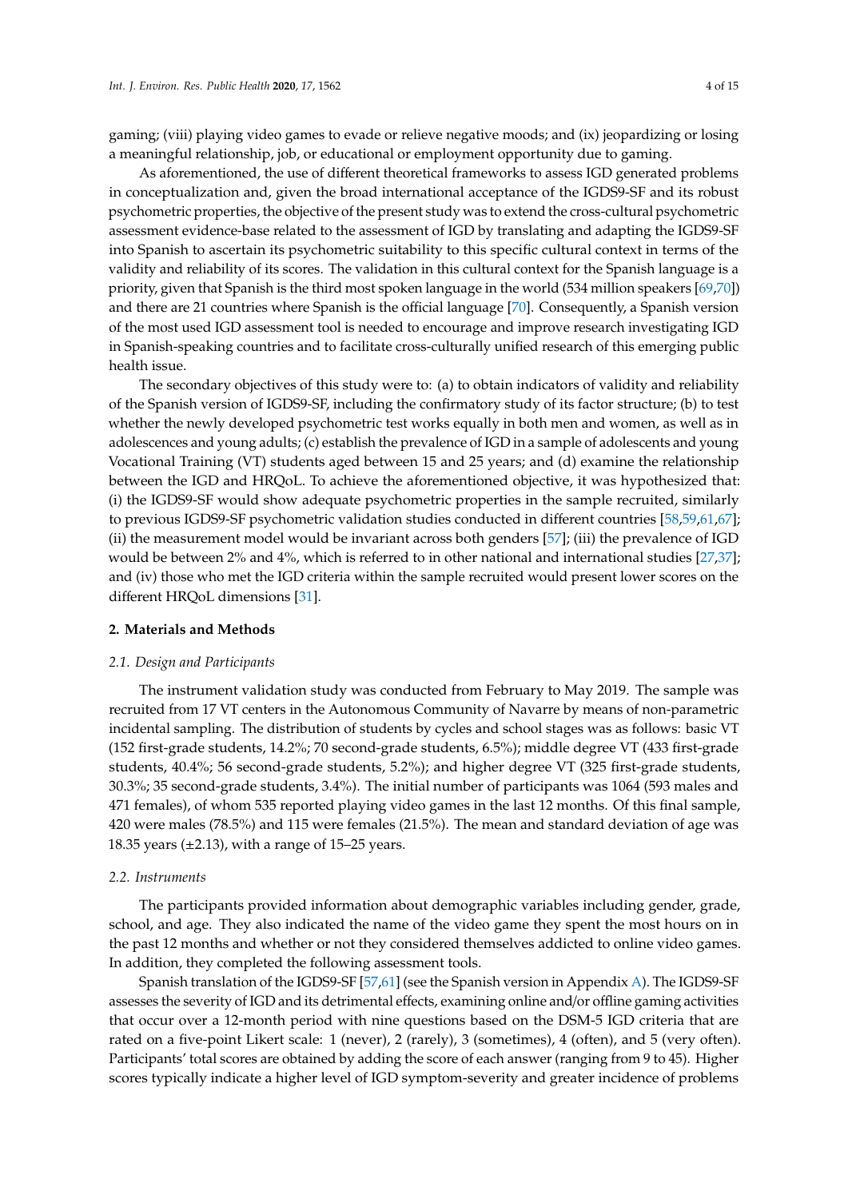gaming; (viii) playing video games to evade or relieve negative moods; and (ix) jeopardizing or losing a meaningful relationship, job, or educational or employment opportunity due to gaming.

As aforementioned, the use of different theoretical frameworks to assess IGD generated problems in conceptualization and, given the broad international acceptance of the IGDS9-SF and its robust psychometric properties, the objective of the present study was to extend the cross-cultural psychometric assessment evidence-base related to the assessment of IGD by translating and adapting the IGDS9-SF into Spanish to ascertain its psychometric suitability to this specific cultural context in terms of the validity and reliability of its scores. The validation in this cultural context for the Spanish language is a priority, given that Spanish is the third most spoken language in the world (534 million speakers [69,70]) and there are 21 countries where Spanish is the official language [70]. Consequently, a Spanish version of the most used IGD assessment tool is needed to encourage and improve research investigating IGD in Spanish-speaking countries and to facilitate cross-culturally unified research of this emerging public health issue.

The secondary objectives of this study were to: (a) to obtain indicators of validity and reliability of the Spanish version of IGDS9-SF, including the confirmatory study of its factor structure; (b) to test whether the newly developed psychometric test works equally in both men and women, as well as in adolescences and young adults; (c) establish the prevalence of IGD in a sample of adolescents and young Vocational Training (VT) students aged between 15 and 25 years; and (d) examine the relationship between the IGD and HRQoL. To achieve the aforementioned objective, it was hypothesized that: (i) the IGDS9-SF would show adequate psychometric properties in the sample recruited, similarly to previous IGDS9-SF psychometric validation studies conducted in different countries [58,59,61,67]; (ii) the measurement model would be invariant across both genders [57]; (iii) the prevalence of IGD would be between 2% and 4%, which is referred to in other national and international studies [27,37]; and (iv) those who met the IGD criteria within the sample recruited would present lower scores on the different HRQoL dimensions [31].

## 2. Materials and Methods

### *2.1. Design and Participants*

The instrument validation study was conducted from February to May 2019. The sample was recruited from 17 VT centers in the Autonomous Community of Navarre by means of non-parametric incidental sampling. The distribution of students by cycles and school stages was as follows: basic VT (152 first-grade students, 14.2%; 70 second-grade students, 6.5%); middle degree VT (433 first-grade students, 40.4%; 56 second-grade students, 5.2%); and higher degree VT (325 first-grade students, 30.3%; 35 second-grade students, 3.4%). The initial number of participants was 1064 (593 males and 471 females), of whom 535 reported playing video games in the last 12 months. Of this final sample, 420 were males (78.5%) and 115 were females (21.5%). The mean and standard deviation of age was 18.35 years (±2.13), with a range of 15–25 years.

### *2.2. Instruments*

The participants provided information about demographic variables including gender, grade, school, and age. They also indicated the name of the video game they spent the most hours on in the past 12 months and whether or not they considered themselves addicted to online video games. In addition, they completed the following assessment tools.

Spanish translation of the IGDS9-SF [57,61] (see the Spanish version in Appendix A). The IGDS9-SF assesses the severity of IGD and its detrimental effects, examining online and/or offline gaming activities that occur over a 12-month period with nine questions based on the DSM-5 IGD criteria that are rated on a five-point Likert scale: 1 (never), 2 (rarely), 3 (sometimes), 4 (often), and 5 (very often). Participants' total scores are obtained by adding the score of each answer (ranging from 9 to 45). Higher scores typically indicate a higher level of IGD symptom-severity and greater incidence of problems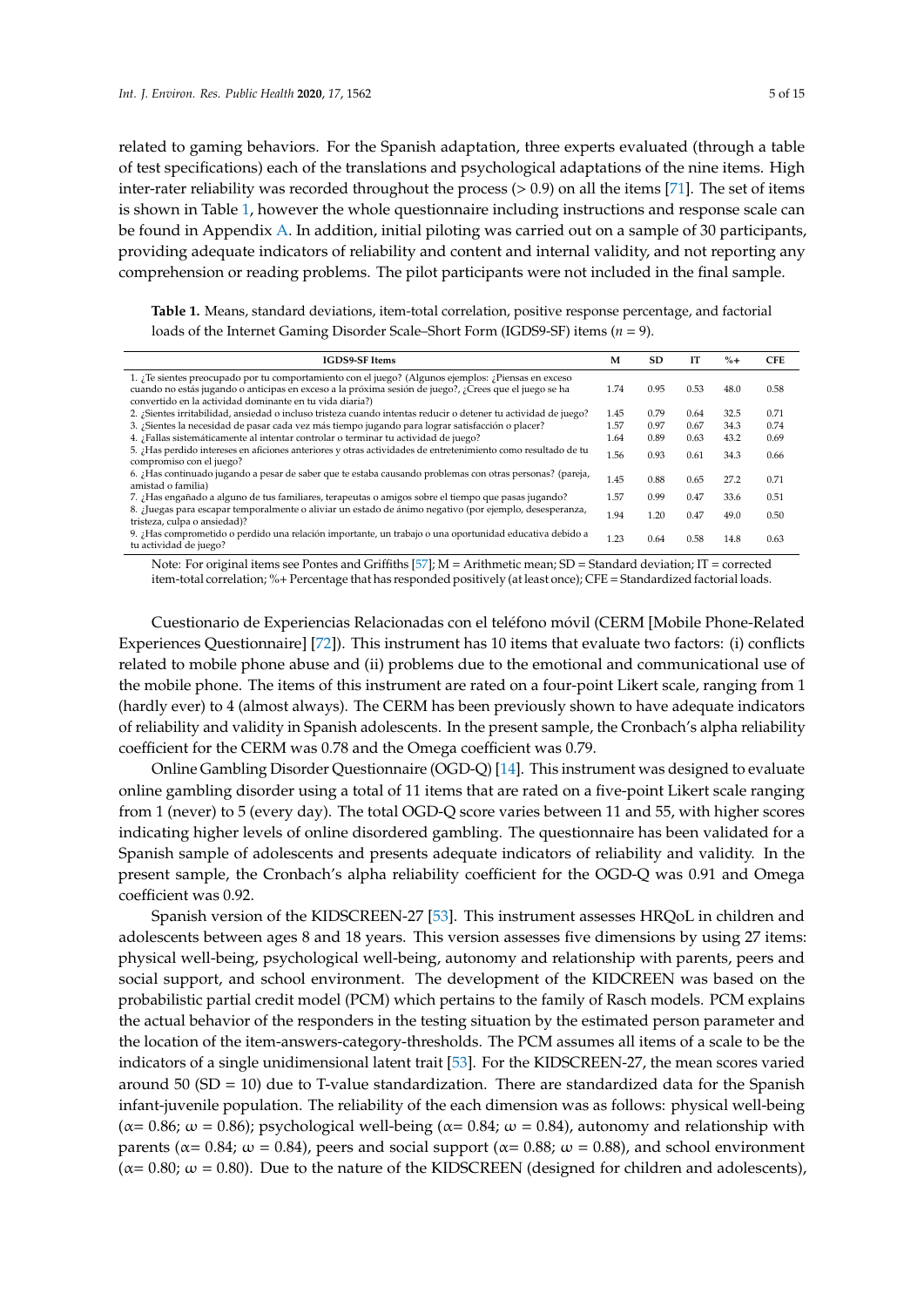related to gaming behaviors. For the Spanish adaptation, three experts evaluated (through a table of test specifications) each of the translations and psychological adaptations of the nine items. High inter-rater reliability was recorded throughout the process (> 0.9) on all the items [71]. The set of items is shown in Table 1, however the whole questionnaire including instructions and response scale can be found in Appendix A. In addition, initial piloting was carried out on a sample of 30 participants, providing adequate indicators of reliability and content and internal validity, and not reporting any comprehension or reading problems. The pilot participants were not included in the final sample.

**Table 1.** Means, standard deviations, item-total correlation, positive response percentage, and factorial loads of the Internet Gaming Disorder Scale–Short Form (IGDS9-SF) items (*n* = 9).

| IGDS9-SF Items | M | SD | IT | %+ | CFE |
|---|---|---|---|---|---|
| 1. ¿Te sientes preocupado por tu comportamiento con el juego? (Algunos ejemplos: ¿Piensas en exceso cuando no estás jugando o anticipas en exceso a la próxima sesión de juego?, ¿Crees que el juego se ha convertido en la actividad dominante en tu vida diaria?) | 1.74 | 0.95 | 0.53 | 48.0 | 0.58 |
| 2. ¿Sientes irritabilidad, ansiedad o incluso tristeza cuando intentas reducir o detener tu actividad de juego? | 1.45 | 0.79 | 0.64 | 32.5 | 0.71 |
| 3. ¿Sientes la necesidad de pasar cada vez más tiempo jugando para lograr satisfacción o placer? | 1.57 | 0.97 | 0.67 | 34.3 | 0.74 |
| 4. ¿Fallas sistemáticamente al intentar controlar o terminar tu actividad de juego? | 1.64 | 0.89 | 0.63 | 43.2 | 0.69 |
| 5. ¿Has perdido intereses en aficiones anteriores y otras actividades de entretenimiento como resultado de tu compromiso con el juego? | 1.56 | 0.93 | 0.61 | 34.3 | 0.66 |
| 6. ¿Has continuado jugando a pesar de saber que te estaba causando problemas con otras personas? (pareja, amistad o familia) | 1.45 | 0.88 | 0.65 | 27.2 | 0.71 |
| 7. ¿Has engañado a alguno de tus familiares, terapeutas o amigos sobre el tiempo que pasas jugando? | 1.57 | 0.99 | 0.47 | 33.6 | 0.51 |
| 8. ¿Juegas para escapar temporalmente o aliviar un estado de ánimo negativo (por ejemplo, desesperanza, tristeza, culpa o ansiedad)? | 1.94 | 1.20 | 0.47 | 49.0 | 0.50 |
| 9. ¿Has comprometido o perdido una relación importante, un trabajo o una oportunidad educativa debido a tu actividad de juego? | 1.23 | 0.64 | 0.58 | 14.8 | 0.63 |

Note: For original items see Pontes and Griffiths [57]; M = Arithmetic mean; SD = Standard deviation; IT = corrected item-total correlation; %+ Percentage that has responded positively (at least once); CFE = Standardized factorial loads.

Cuestionario de Experiencias Relacionadas con el teléfono móvil (CERM [Mobile Phone-Related Experiences Questionnaire] [72]). This instrument has 10 items that evaluate two factors: (i) conflicts related to mobile phone abuse and (ii) problems due to the emotional and communicational use of the mobile phone. The items of this instrument are rated on a four-point Likert scale, ranging from 1 (hardly ever) to 4 (almost always). The CERM has been previously shown to have adequate indicators of reliability and validity in Spanish adolescents. In the present sample, the Cronbach's alpha reliability coefficient for the CERM was 0.78 and the Omega coefficient was 0.79.

Online Gambling Disorder Questionnaire (OGD-Q) [14]. This instrument was designed to evaluate online gambling disorder using a total of 11 items that are rated on a five-point Likert scale ranging from 1 (never) to 5 (every day). The total OGD-Q score varies between 11 and 55, with higher scores indicating higher levels of online disordered gambling. The questionnaire has been validated for a Spanish sample of adolescents and presents adequate indicators of reliability and validity. In the present sample, the Cronbach's alpha reliability coefficient for the OGD-Q was 0.91 and Omega coefficient was 0.92.

Spanish version of the KIDSCREEN-27 [53]. This instrument assesses HRQoL in children and adolescents between ages 8 and 18 years. This version assesses five dimensions by using 27 items: physical well-being, psychological well-being, autonomy and relationship with parents, peers and social support, and school environment. The development of the KIDCREEN was based on the probabilistic partial credit model (PCM) which pertains to the family of Rasch models. PCM explains the actual behavior of the responders in the testing situation by the estimated person parameter and the location of the item-answers-category-thresholds. The PCM assumes all items of a scale to be the indicators of a single unidimensional latent trait [53]. For the KIDSCREEN-27, the mean scores varied around 50 (SD = 10) due to T-value standardization. There are standardized data for the Spanish infant-juvenile population. The reliability of the each dimension was as follows: physical well-being ($\alpha$= 0.86; $\omega$ = 0.86); psychological well-being ($\alpha$= 0.84; $\omega$ = 0.84), autonomy and relationship with parents ($\alpha$= 0.84; $\omega$ = 0.84), peers and social support ($\alpha$= 0.88; $\omega$ = 0.88), and school environment ($\alpha$= 0.80; $\omega$ = 0.80). Due to the nature of the KIDSCREEN (designed for children and adolescents),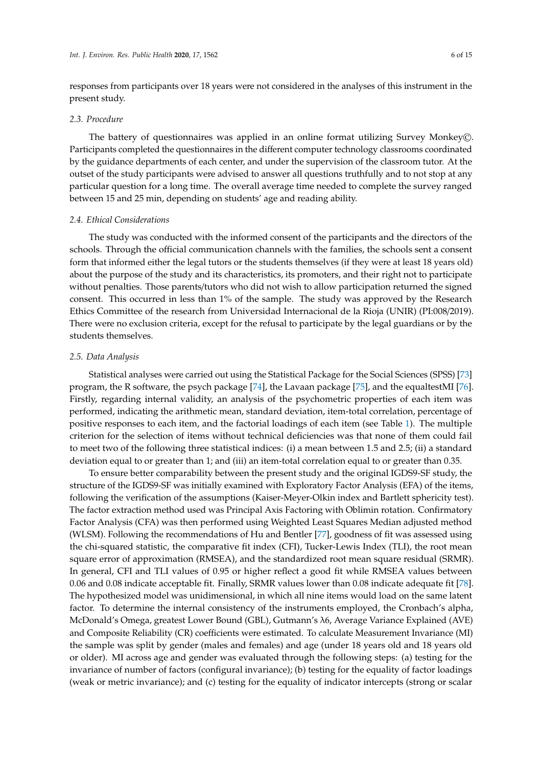responses from participants over 18 years were not considered in the analyses of this instrument in the present study.

### 2.3. Procedure

The battery of questionnaires was applied in an online format utilizing Survey Monkey©. Participants completed the questionnaires in the different computer technology classrooms coordinated by the guidance departments of each center, and under the supervision of the classroom tutor. At the outset of the study participants were advised to answer all questions truthfully and to not stop at any particular question for a long time. The overall average time needed to complete the survey ranged between 15 and 25 min, depending on students' age and reading ability.

### 2.4. Ethical Considerations

The study was conducted with the informed consent of the participants and the directors of the schools. Through the official communication channels with the families, the schools sent a consent form that informed either the legal tutors or the students themselves (if they were at least 18 years old) about the purpose of the study and its characteristics, its promoters, and their right not to participate without penalties. Those parents/tutors who did not wish to allow participation returned the signed consent. This occurred in less than 1% of the sample. The study was approved by the Research Ethics Committee of the research from Universidad Internacional de la Rioja (UNIR) (PI:008/2019). There were no exclusion criteria, except for the refusal to participate by the legal guardians or by the students themselves.

### 2.5. Data Analysis

Statistical analyses were carried out using the Statistical Package for the Social Sciences (SPSS) [73] program, the R software, the psych package [74], the Lavaan package [75], and the equaltestMI [76]. Firstly, regarding internal validity, an analysis of the psychometric properties of each item was performed, indicating the arithmetic mean, standard deviation, item-total correlation, percentage of positive responses to each item, and the factorial loadings of each item (see Table 1). The multiple criterion for the selection of items without technical deficiencies was that none of them could fail to meet two of the following three statistical indices: (i) a mean between 1.5 and 2.5; (ii) a standard deviation equal to or greater than 1; and (iii) an item-total correlation equal to or greater than 0.35.

To ensure better comparability between the present study and the original IGDS9-SF study, the structure of the IGDS9-SF was initially examined with Exploratory Factor Analysis (EFA) of the items, following the verification of the assumptions (Kaiser-Meyer-Olkin index and Bartlett sphericity test). The factor extraction method used was Principal Axis Factoring with Oblimin rotation. Confirmatory Factor Analysis (CFA) was then performed using Weighted Least Squares Median adjusted method (WLSM). Following the recommendations of Hu and Bentler [77], goodness of fit was assessed using the chi-squared statistic, the comparative fit index (CFI), Tucker-Lewis Index (TLI), the root mean square error of approximation (RMSEA), and the standardized root mean square residual (SRMR). In general, CFI and TLI values of 0.95 or higher reflect a good fit while RMSEA values between 0.06 and 0.08 indicate acceptable fit. Finally, SRMR values lower than 0.08 indicate adequate fit [78]. The hypothesized model was unidimensional, in which all nine items would load on the same latent factor. To determine the internal consistency of the instruments employed, the Cronbach's alpha, McDonald's Omega, greatest Lower Bound (GBL), Gutmann's $\lambda 6$, Average Variance Explained (AVE) and Composite Reliability (CR) coefficients were estimated. To calculate Measurement Invariance (MI) the sample was split by gender (males and females) and age (under 18 years old and 18 years old or older). MI across age and gender was evaluated through the following steps: (a) testing for the invariance of number of factors (configural invariance); (b) testing for the equality of factor loadings (weak or metric invariance); and (c) testing for the equality of indicator intercepts (strong or scalar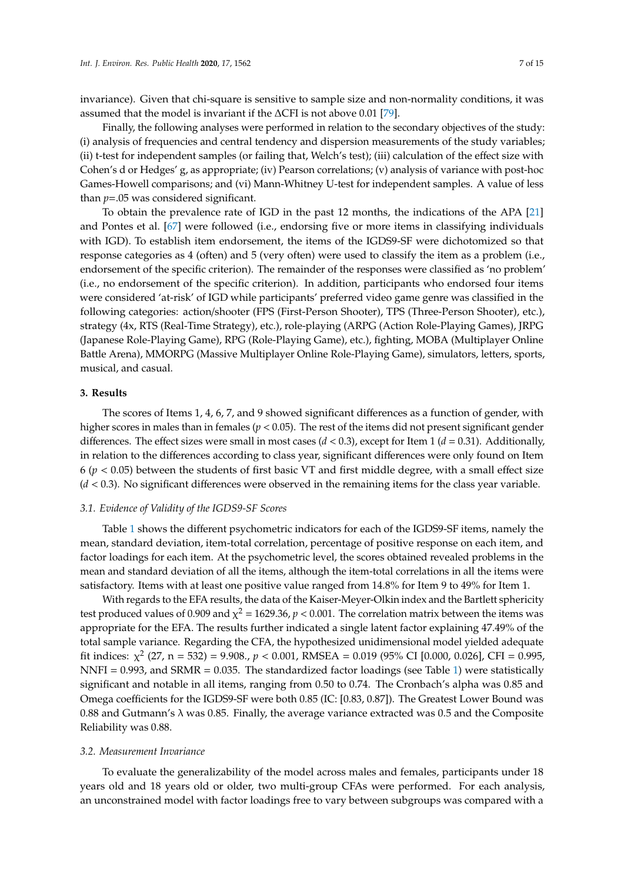invariance). Given that chi-square is sensitive to sample size and non-normality conditions, it was assumed that the model is invariant if the ΔCFI is not above 0.01 [79].

Finally, the following analyses were performed in relation to the secondary objectives of the study: (i) analysis of frequencies and central tendency and dispersion measurements of the study variables; (ii) t-test for independent samples (or failing that, Welch's test); (iii) calculation of the effect size with Cohen's d or Hedges' g, as appropriate; (iv) Pearson correlations; (v) analysis of variance with post-hoc Games-Howell comparisons; and (vi) Mann-Whitney U-test for independent samples. A value of less than $p$=.05 was considered significant.

To obtain the prevalence rate of IGD in the past 12 months, the indications of the APA [21] and Pontes et al. [67] were followed (i.e., endorsing five or more items in classifying individuals with IGD). To establish item endorsement, the items of the IGDS9-SF were dichotomized so that response categories as 4 (often) and 5 (very often) were used to classify the item as a problem (i.e., endorsement of the specific criterion). The remainder of the responses were classified as 'no problem' (i.e., no endorsement of the specific criterion). In addition, participants who endorsed four items were considered 'at-risk' of IGD while participants' preferred video game genre was classified in the following categories: action/shooter (FPS (First-Person Shooter), TPS (Three-Person Shooter), etc.), strategy (4x, RTS (Real-Time Strategy), etc.), role-playing (ARPG (Action Role-Playing Games), JRPG (Japanese Role-Playing Game), RPG (Role-Playing Game), etc.), fighting, MOBA (Multiplayer Online Battle Arena), MMORPG (Massive Multiplayer Online Role-Playing Game), simulators, letters, sports, musical, and casual.

## 3. Results

The scores of Items 1, 4, 6, 7, and 9 showed significant differences as a function of gender, with higher scores in males than in females ($p < 0.05$). The rest of the items did not present significant gender differences. The effect sizes were small in most cases ($d < 0.3$), except for Item 1 ($d = 0.31$). Additionally, in relation to the differences according to class year, significant differences were only found on Item 6 ($p < 0.05$) between the students of first basic VT and first middle degree, with a small effect size ($d < 0.3$). No significant differences were observed in the remaining items for the class year variable.

### 3.1. Evidence of Validity of the IGDS9-SF Scores

Table 1 shows the different psychometric indicators for each of the IGDS9-SF items, namely the mean, standard deviation, item-total correlation, percentage of positive response on each item, and factor loadings for each item. At the psychometric level, the scores obtained revealed problems in the mean and standard deviation of all the items, although the item-total correlations in all the items were satisfactory. Items with at least one positive value ranged from 14.8% for Item 9 to 49% for Item 1.

With regards to the EFA results, the data of the Kaiser-Meyer-Olkin index and the Bartlett sphericity test produced values of 0.909 and $\chi^2 = 1629.36$, $p < 0.001$. The correlation matrix between the items was appropriate for the EFA. The results further indicated a single latent factor explaining 47.49% of the total sample variance. Regarding the CFA, the hypothesized unidimensional model yielded adequate fit indices: $\chi^2$ (27, n = 532) = 9.908., $p < 0.001$, RMSEA = 0.019 (95% CI [0.000, 0.026], CFI = 0.995, NNFI = 0.993, and SRMR = 0.035. The standardized factor loadings (see Table 1) were statistically significant and notable in all items, ranging from 0.50 to 0.74. The Cronbach's alpha was 0.85 and Omega coefficients for the IGDS9-SF were both 0.85 (IC: [0.83, 0.87]). The Greatest Lower Bound was 0.88 and Gutmann's λ was 0.85. Finally, the average variance extracted was 0.5 and the Composite Reliability was 0.88.

### 3.2. Measurement Invariance

To evaluate the generalizability of the model across males and females, participants under 18 years old and 18 years old or older, two multi-group CFAs were performed. For each analysis, an unconstrained model with factor loadings free to vary between subgroups was compared with a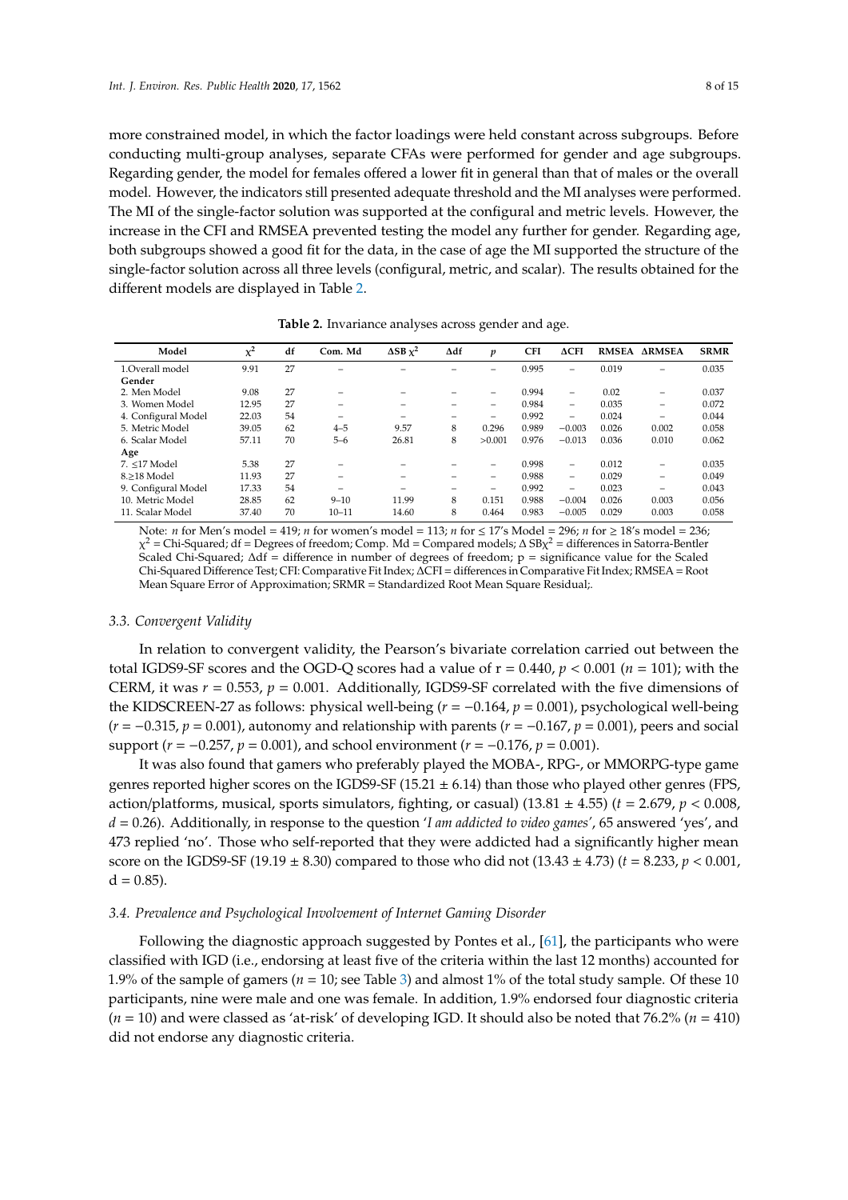more constrained model, in which the factor loadings were held constant across subgroups. Before conducting multi-group analyses, separate CFAs were performed for gender and age subgroups. Regarding gender, the model for females offered a lower fit in general than that of males or the overall model. However, the indicators still presented adequate threshold and the MI analyses were performed. The MI of the single-factor solution was supported at the configural and metric levels. However, the increase in the CFI and RMSEA prevented testing the model any further for gender. Regarding age, both subgroups showed a good fit for the data, in the case of age the MI supported the structure of the single-factor solution across all three levels (configural, metric, and scalar). The results obtained for the different models are displayed in Table 2.

**Table 2.** Invariance analyses across gender and age.

| Model | $\chi^2$ | df | Com. Md | $\Delta$SB $\chi^2$ | $\Delta$df | $p$ | CFI | $\Delta$CFI | RMSEA | $\Delta$RMSEA | SRMR |
|---|---|---|---|---|---|---|---|---|---|---|---|
| 1.Overall model | 9.91 | 27 | – | – | – | – | 0.995 | – | 0.019 | – | 0.035 |
| **Gender** | | | | | | | | | | | |
| 2. Men Model | 9.08 | 27 | – | – | – | – | 0.994 | – | 0.02 | – | 0.037 |
| 3. Women Model | 12.95 | 27 | – | – | – | – | 0.984 | – | 0.035 | – | 0.072 |
| 4. Configural Model | 22.03 | 54 | – | – | – | – | 0.992 | – | 0.024 | – | 0.044 |
| 5. Metric Model | 39.05 | 62 | 4–5 | 9.57 | 8 | 0.296 | 0.989 | −0.003 | 0.026 | 0.002 | 0.058 |
| 6. Scalar Model | 57.11 | 70 | 5–6 | 26.81 | 8 | >0.001 | 0.976 | −0.013 | 0.036 | 0.010 | 0.062 |
| **Age** | | | | | | | | | | | |
| 7. ≤17 Model | 5.38 | 27 | – | – | – | – | 0.998 | – | 0.012 | – | 0.035 |
| 8.≥18 Model | 11.93 | 27 | – | – | – | – | 0.988 | – | 0.029 | – | 0.049 |
| 9. Configural Model | 17.33 | 54 | – | – | – | – | 0.992 | – | 0.023 | – | 0.043 |
| 10. Metric Model | 28.85 | 62 | 9–10 | 11.99 | 8 | 0.151 | 0.988 | −0.004 | 0.026 | 0.003 | 0.056 |
| 11. Scalar Model | 37.40 | 70 | 10–11 | 14.60 | 8 | 0.464 | 0.983 | −0.005 | 0.029 | 0.003 | 0.058 |

Note: $n$ for Men's model = 419; $n$ for women's model = 113; $n$ for ≤ 17's Model = 296; $n$ for ≥ 18's model = 236; $\chi^2$ = Chi-Squared; df = Degrees of freedom; Comp. Md = Compared models; $\Delta$ SB$\chi^2$ = differences in Satorra-Bentler Scaled Chi-Squared; $\Delta$df = difference in number of degrees of freedom; p = significance value for the Scaled Chi-Squared Difference Test; CFI: Comparative Fit Index; $\Delta$CFI = differences in Comparative Fit Index; RMSEA = Root Mean Square Error of Approximation; SRMR = Standardized Root Mean Square Residual;.

### 3.3. Convergent Validity

In relation to convergent validity, the Pearson's bivariate correlation carried out between the total IGDS9-SF scores and the OGD-Q scores had a value of r = 0.440, $p < 0.001$ ($n$ = 101); with the CERM, it was $r = 0.553$, $p = 0.001$. Additionally, IGDS9-SF correlated with the five dimensions of the KIDSCREEN-27 as follows: physical well-being ($r = -0.164$, $p = 0.001$), psychological well-being ($r = -0.315$, $p = 0.001$), autonomy and relationship with parents ($r = -0.167$, $p = 0.001$), peers and social support ($r = -0.257$, $p = 0.001$), and school environment ($r = -0.176$, $p = 0.001$).

It was also found that gamers who preferably played the MOBA-, RPG-, or MMORPG-type game genres reported higher scores on the IGDS9-SF (15.21 ± 6.14) than those who played other genres (FPS, action/platforms, musical, sports simulators, fighting, or casual) (13.81 ± 4.55) ($t = 2.679$, $p < 0.008$, $d = 0.26$). Additionally, in response to the question '*I am addicted to video games*', 65 answered 'yes', and 473 replied 'no'. Those who self-reported that they were addicted had a significantly higher mean score on the IGDS9-SF (19.19 ± 8.30) compared to those who did not (13.43 ± 4.73) ($t = 8.233$, $p < 0.001$, $d = 0.85$).

### 3.4. Prevalence and Psychological Involvement of Internet Gaming Disorder

Following the diagnostic approach suggested by Pontes et al., [61], the participants who were classified with IGD (i.e., endorsing at least five of the criteria within the last 12 months) accounted for 1.9% of the sample of gamers ($n$ = 10; see Table 3) and almost 1% of the total study sample. Of these 10 participants, nine were male and one was female. In addition, 1.9% endorsed four diagnostic criteria ($n$ = 10) and were classed as 'at-risk' of developing IGD. It should also be noted that 76.2% ($n$ = 410) did not endorse any diagnostic criteria.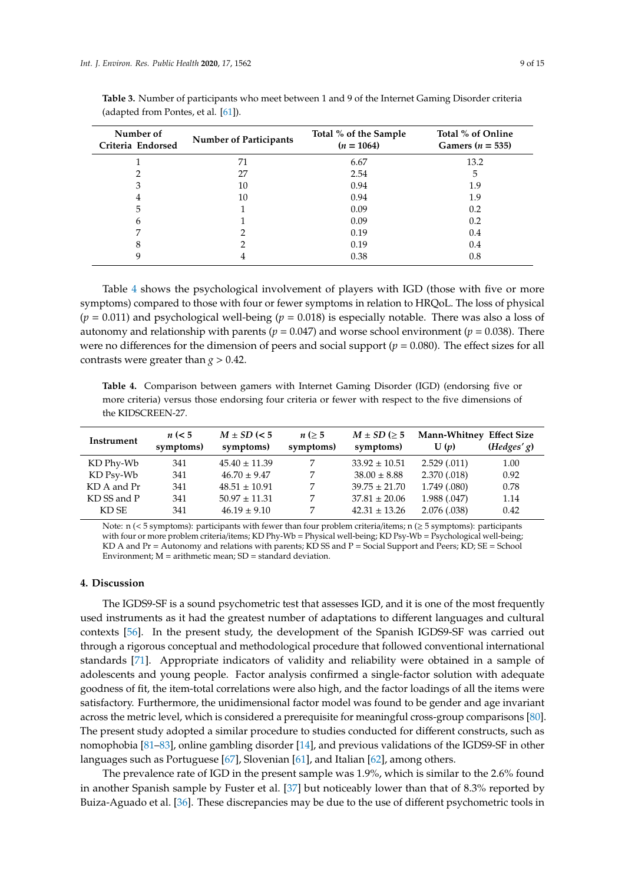**Table 3.** Number of participants who meet between 1 and 9 of the Internet Gaming Disorder criteria (adapted from Pontes, et al. [61]).

| Number of Criteria Endorsed | Number of Participants | Total % of the Sample ($n$ = 1064) | Total % of Online Gamers ($n$ = 535) |
|---|---|---|---|
| 1 | 71 | 6.67 | 13.2 |
| 2 | 27 | 2.54 | 5 |
| 3 | 10 | 0.94 | 1.9 |
| 4 | 10 | 0.94 | 1.9 |
| 5 | 1 | 0.09 | 0.2 |
| 6 | 1 | 0.09 | 0.2 |
| 7 | 2 | 0.19 | 0.4 |
| 8 | 2 | 0.19 | 0.4 |
| 9 | 4 | 0.38 | 0.8 |

Table 4 shows the psychological involvement of players with IGD (those with five or more symptoms) compared to those with four or fewer symptoms in relation to HRQoL. The loss of physical ($p$ = 0.011) and psychological well-being ($p$ = 0.018) is especially notable. There was also a loss of autonomy and relationship with parents ($p$ = 0.047) and worse school environment ($p$ = 0.038). There were no differences for the dimension of peers and social support ($p$ = 0.080). The effect sizes for all contrasts were greater than $g > 0.42$.

**Table 4.** Comparison between gamers with Internet Gaming Disorder (IGD) (endorsing five or more criteria) versus those endorsing four criteria or fewer with respect to the five dimensions of the KIDSCREEN-27.

| Instrument | $n$ (< 5 symptoms) | $M \pm SD$ (< 5 symptoms) | $n$ (≥ 5 symptoms) | $M \pm SD$ (≥ 5 symptoms) | Mann-Whitney U ($p$) | Effect Size (*Hedges' g*) |
|---|---|---|---|---|---|---|
| KD Phy-Wb | 341 | 45.40 ± 11.39 | 7 | 33.92 ± 10.51 | 2.529 (.011) | 1.00 |
| KD Psy-Wb | 341 | 46.70 ± 9.47 | 7 | 38.00 ± 8.88 | 2.370 (.018) | 0.92 |
| KD A and Pr | 341 | 48.51 ± 10.91 | 7 | 39.75 ± 21.70 | 1.749 (.080) | 0.78 |
| KD SS and P | 341 | 50.97 ± 11.31 | 7 | 37.81 ± 20.06 | 1.988 (.047) | 1.14 |
| KD SE | 341 | 46.19 ± 9.10 | 7 | 42.31 ± 13.26 | 2.076 (.038) | 0.42 |

Note: n (< 5 symptoms): participants with fewer than four problem criteria/items; n (≥ 5 symptoms): participants with four or more problem criteria/items; KD Phy-Wb = Physical well-being; KD Psy-Wb = Psychological well-being; KD A and Pr = Autonomy and relations with parents; KD SS and P = Social Support and Peers; KD; SE = School Environment; M = arithmetic mean; SD = standard deviation.

## 4. Discussion

The IGDS9-SF is a sound psychometric test that assesses IGD, and it is one of the most frequently used instruments as it had the greatest number of adaptations to different languages and cultural contexts [56]. In the present study, the development of the Spanish IGDS9-SF was carried out through a rigorous conceptual and methodological procedure that followed conventional international standards [71]. Appropriate indicators of validity and reliability were obtained in a sample of adolescents and young people. Factor analysis confirmed a single-factor solution with adequate goodness of fit, the item-total correlations were also high, and the factor loadings of all the items were satisfactory. Furthermore, the unidimensional factor model was found to be gender and age invariant across the metric level, which is considered a prerequisite for meaningful cross-group comparisons [80]. The present study adopted a similar procedure to studies conducted for different constructs, such as nomophobia [81–83], online gambling disorder [14], and previous validations of the IGDS9-SF in other languages such as Portuguese [67], Slovenian [61], and Italian [62], among others.

The prevalence rate of IGD in the present sample was 1.9%, which is similar to the 2.6% found in another Spanish sample by Fuster et al. [37] but noticeably lower than that of 8.3% reported by Buiza-Aguado et al. [36]. These discrepancies may be due to the use of different psychometric tools in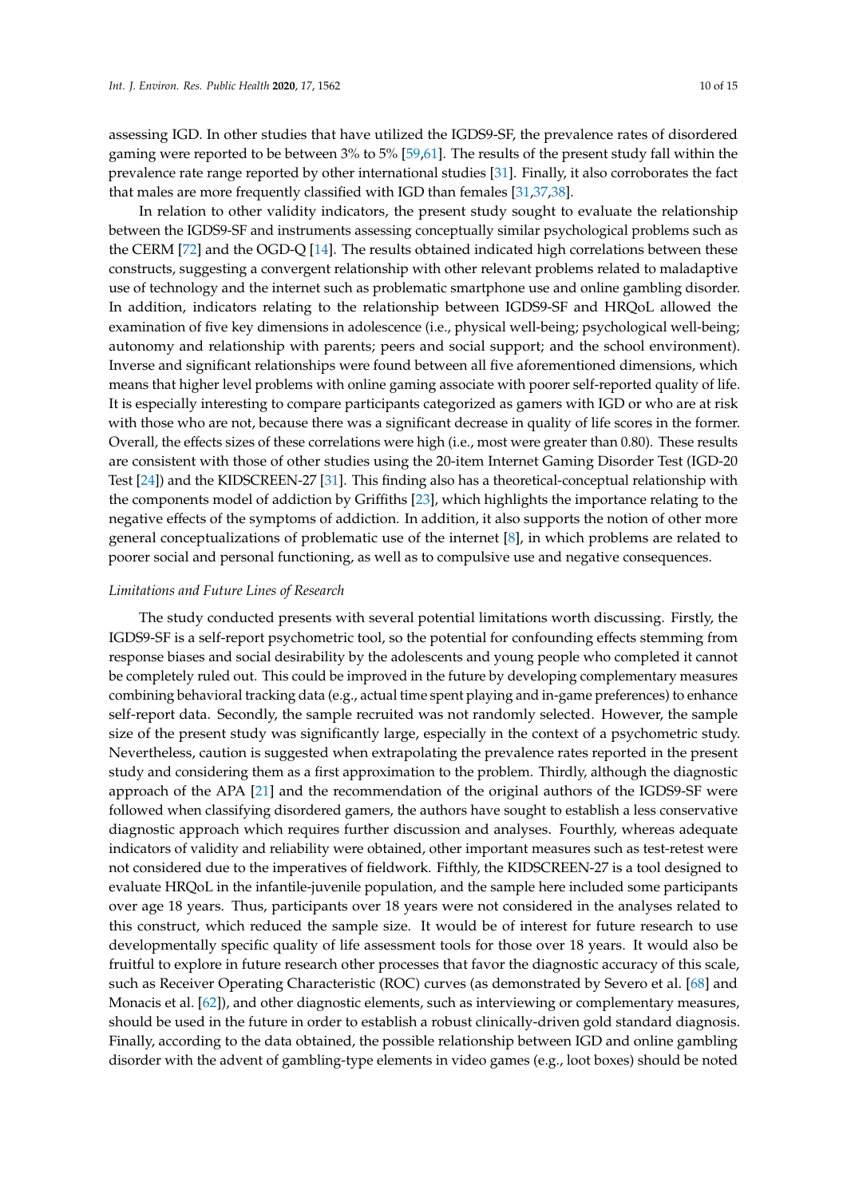assessing IGD. In other studies that have utilized the IGDS9-SF, the prevalence rates of disordered gaming were reported to be between 3% to 5% [59,61]. The results of the present study fall within the prevalence rate range reported by other international studies [31]. Finally, it also corroborates the fact that males are more frequently classified with IGD than females [31,37,38].

In relation to other validity indicators, the present study sought to evaluate the relationship between the IGDS9-SF and instruments assessing conceptually similar psychological problems such as the CERM [72] and the OGD-Q [14]. The results obtained indicated high correlations between these constructs, suggesting a convergent relationship with other relevant problems related to maladaptive use of technology and the internet such as problematic smartphone use and online gambling disorder. In addition, indicators relating to the relationship between IGDS9-SF and HRQoL allowed the examination of five key dimensions in adolescence (i.e., physical well-being; psychological well-being; autonomy and relationship with parents; peers and social support; and the school environment). Inverse and significant relationships were found between all five aforementioned dimensions, which means that higher level problems with online gaming associate with poorer self-reported quality of life. It is especially interesting to compare participants categorized as gamers with IGD or who are at risk with those who are not, because there was a significant decrease in quality of life scores in the former. Overall, the effects sizes of these correlations were high (i.e., most were greater than 0.80). These results are consistent with those of other studies using the 20-item Internet Gaming Disorder Test (IGD-20 Test [24]) and the KIDSCREEN-27 [31]. This finding also has a theoretical-conceptual relationship with the components model of addiction by Griffiths [23], which highlights the importance relating to the negative effects of the symptoms of addiction. In addition, it also supports the notion of other more general conceptualizations of problematic use of the internet [8], in which problems are related to poorer social and personal functioning, as well as to compulsive use and negative consequences.

*Limitations and Future Lines of Research*

The study conducted presents with several potential limitations worth discussing. Firstly, the IGDS9-SF is a self-report psychometric tool, so the potential for confounding effects stemming from response biases and social desirability by the adolescents and young people who completed it cannot be completely ruled out. This could be improved in the future by developing complementary measures combining behavioral tracking data (e.g., actual time spent playing and in-game preferences) to enhance self-report data. Secondly, the sample recruited was not randomly selected. However, the sample size of the present study was significantly large, especially in the context of a psychometric study. Nevertheless, caution is suggested when extrapolating the prevalence rates reported in the present study and considering them as a first approximation to the problem. Thirdly, although the diagnostic approach of the APA [21] and the recommendation of the original authors of the IGDS9-SF were followed when classifying disordered gamers, the authors have sought to establish a less conservative diagnostic approach which requires further discussion and analyses. Fourthly, whereas adequate indicators of validity and reliability were obtained, other important measures such as test-retest were not considered due to the imperatives of fieldwork. Fifthly, the KIDSCREEN-27 is a tool designed to evaluate HRQoL in the infantile-juvenile population, and the sample here included some participants over age 18 years. Thus, participants over 18 years were not considered in the analyses related to this construct, which reduced the sample size. It would be of interest for future research to use developmentally specific quality of life assessment tools for those over 18 years. It would also be fruitful to explore in future research other processes that favor the diagnostic accuracy of this scale, such as Receiver Operating Characteristic (ROC) curves (as demonstrated by Severo et al. [68] and Monacis et al. [62]), and other diagnostic elements, such as interviewing or complementary measures, should be used in the future in order to establish a robust clinically-driven gold standard diagnosis. Finally, according to the data obtained, the possible relationship between IGD and online gambling disorder with the advent of gambling-type elements in video games (e.g., loot boxes) should be noted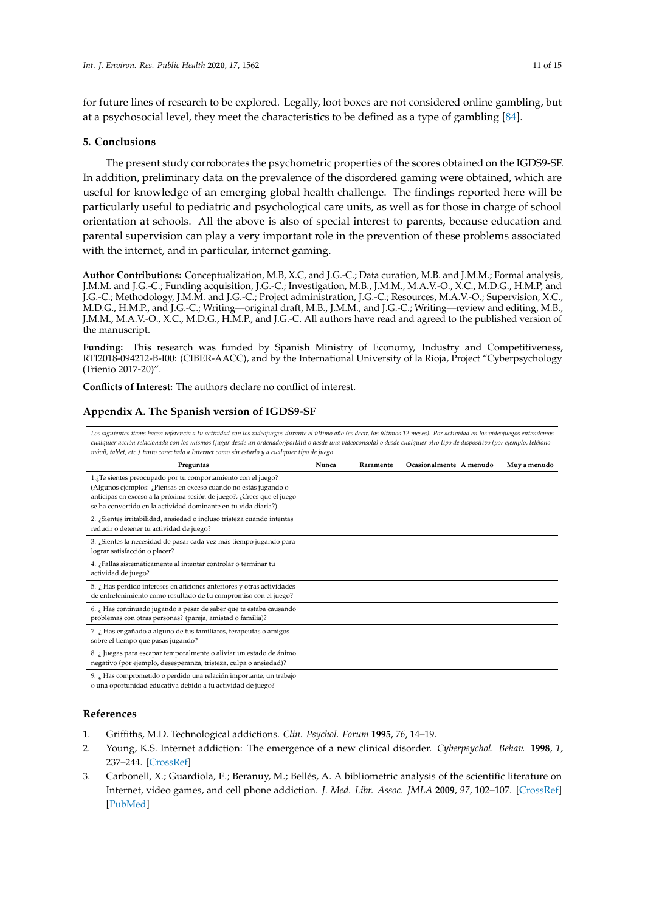for future lines of research to be explored. Legally, loot boxes are not considered online gambling, but at a psychosocial level, they meet the characteristics to be defined as a type of gambling [84].

## 5. Conclusions

The present study corroborates the psychometric properties of the scores obtained on the IGDS9-SF. In addition, preliminary data on the prevalence of the disordered gaming were obtained, which are useful for knowledge of an emerging global health challenge. The findings reported here will be particularly useful to pediatric and psychological care units, as well as for those in charge of school orientation at schools. All the above is also of special interest to parents, because education and parental supervision can play a very important role in the prevention of these problems associated with the internet, and in particular, internet gaming.

**Author Contributions:** Conceptualization, M.B, X.C, and J.G.-C.; Data curation, M.B. and J.M.M.; Formal analysis, J.M.M. and J.G.-C.; Funding acquisition, J.G.-C.; Investigation, M.B., J.M.M., M.A.V.-O., X.C., M.D.G., H.M.P, and J.G.-C.; Methodology, J.M.M. and J.G.-C.; Project administration, J.G.-C.; Resources, M.A.V.-O.; Supervision, X.C., M.D.G., H.M.P., and J.G.-C.; Writing—original draft, M.B., J.M.M., and J.G.-C.; Writing—review and editing, M.B., J.M.M., M.A.V.-O., X.C., M.D.G., H.M.P., and J.G.-C. All authors have read and agreed to the published version of the manuscript.

**Funding:** This research was funded by Spanish Ministry of Economy, Industry and Competitiveness, RTI2018-094212-B-I00: (CIBER-AACC), and by the International University of la Rioja, Project "Cyberpsychology (Trienio 2017-20)".

**Conflicts of Interest:** The authors declare no conflict of interest.

## Appendix A. The Spanish version of IGDS9-SF

*Los siguientes ítems hacen referencia a tu actividad con los videojuegos durante el último año (es decir, los últimos 12 meses). Por actividad en los videojuegos entendemos cualquier acción relacionada con los mismos (jugar desde un ordenador/portátil o desde una videoconsola) o desde cualquier otro tipo de dispositivo (por ejemplo, teléfono móvil, tablet, etc.) tanto conectado a Internet como sin estarlo y a cualquier tipo de juego*

| Preguntas | Nunca | Raramente | Ocasionalmente | A menudo | Muy a menudo |
|---|---|---|---|---|---|
| 1.¿Te sientes preocupado por tu comportamiento con el juego? (Algunos ejemplos: ¿Piensas en exceso cuando no estás jugando o anticipas en exceso a la próxima sesión de juego?, ¿Crees que el juego se ha convertido en la actividad dominante en tu vida diaria?) | | | | | |
| 2. ¿Sientes irritabilidad, ansiedad o incluso tristeza cuando intentas reducir o detener tu actividad de juego? | | | | | |
| 3. ¿Sientes la necesidad de pasar cada vez más tiempo jugando para lograr satisfacción o placer? | | | | | |
| 4. ¿Fallas sistemáticamente al intentar controlar o terminar tu actividad de juego? | | | | | |
| 5. ¿ Has perdido intereses en aficiones anteriores y otras actividades de entretenimiento como resultado de tu compromiso con el juego? | | | | | |
| 6. ¿ Has continuado jugando a pesar de saber que te estaba causando problemas con otras personas? (pareja, amistad o familia)? | | | | | |
| 7. ¿ Has engañado a alguno de tus familiares, terapeutas o amigos sobre el tiempo que pasas jugando? | | | | | |
| 8. ¿ Juegas para escapar temporalmente o aliviar un estado de ánimo negativo (por ejemplo, desesperanza, tristeza, culpa o ansiedad)? | | | | | |
| 9. ¿ Has comprometido o perdido una relación importante, un trabajo o una oportunidad educativa debido a tu actividad de juego? | | | | | |

## References

1. Griffiths, M.D. Technological addictions. *Clin. Psychol. Forum* **1995**, *76*, 14–19.
2. Young, K.S. Internet addiction: The emergence of a new clinical disorder. *Cyberpsychol. Behav.* **1998**, *1*, 237–244. [CrossRef]
3. Carbonell, X.; Guardiola, E.; Beranuy, M.; Bellés, A. A bibliometric analysis of the scientific literature on Internet, video games, and cell phone addiction. *J. Med. Libr. Assoc. JMLA* **2009**, *97*, 102–107. [CrossRef] [PubMed]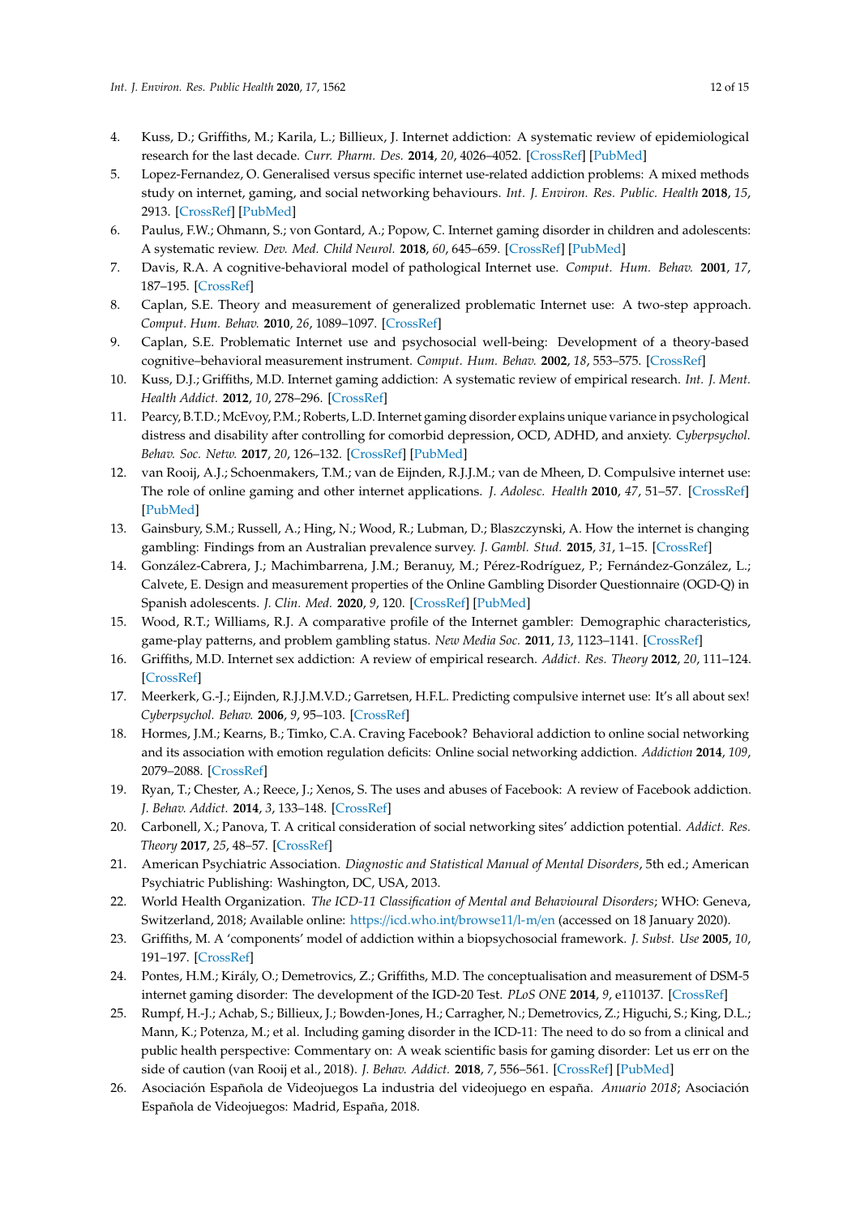4. Kuss, D.; Griffiths, M.; Karila, L.; Billieux, J. Internet addiction: A systematic review of epidemiological research for the last decade. *Curr. Pharm. Des.* **2014**, *20*, 4026–4052. [CrossRef] [PubMed]
5. Lopez-Fernandez, O. Generalised versus specific internet use-related addiction problems: A mixed methods study on internet, gaming, and social networking behaviours. *Int. J. Environ. Res. Public. Health* **2018**, *15*, 2913. [CrossRef] [PubMed]
6. Paulus, F.W.; Ohmann, S.; von Gontard, A.; Popow, C. Internet gaming disorder in children and adolescents: A systematic review. *Dev. Med. Child Neurol.* **2018**, *60*, 645–659. [CrossRef] [PubMed]
7. Davis, R.A. A cognitive-behavioral model of pathological Internet use. *Comput. Hum. Behav.* **2001**, *17*, 187–195. [CrossRef]
8. Caplan, S.E. Theory and measurement of generalized problematic Internet use: A two-step approach. *Comput. Hum. Behav.* **2010**, *26*, 1089–1097. [CrossRef]
9. Caplan, S.E. Problematic Internet use and psychosocial well-being: Development of a theory-based cognitive–behavioral measurement instrument. *Comput. Hum. Behav.* **2002**, *18*, 553–575. [CrossRef]
10. Kuss, D.J.; Griffiths, M.D. Internet gaming addiction: A systematic review of empirical research. *Int. J. Ment. Health Addict.* **2012**, *10*, 278–296. [CrossRef]
11. Pearcy, B.T.D.; McEvoy, P.M.; Roberts, L.D. Internet gaming disorder explains unique variance in psychological distress and disability after controlling for comorbid depression, OCD, ADHD, and anxiety. *Cyberpsychol. Behav. Soc. Netw.* **2017**, *20*, 126–132. [CrossRef] [PubMed]
12. van Rooij, A.J.; Schoenmakers, T.M.; van de Eijnden, R.J.J.M.; van de Mheen, D. Compulsive internet use: The role of online gaming and other internet applications. *J. Adolesc. Health* **2010**, *47*, 51–57. [CrossRef] [PubMed]
13. Gainsbury, S.M.; Russell, A.; Hing, N.; Wood, R.; Lubman, D.; Blaszczynski, A. How the internet is changing gambling: Findings from an Australian prevalence survey. *J. Gambl. Stud.* **2015**, *31*, 1–15. [CrossRef]
14. González-Cabrera, J.; Machimbarrena, J.M.; Beranuy, M.; Pérez-Rodríguez, P.; Fernández-González, L.; Calvete, E. Design and measurement properties of the Online Gambling Disorder Questionnaire (OGD-Q) in Spanish adolescents. *J. Clin. Med.* **2020**, *9*, 120. [CrossRef] [PubMed]
15. Wood, R.T.; Williams, R.J. A comparative profile of the Internet gambler: Demographic characteristics, game-play patterns, and problem gambling status. *New Media Soc.* **2011**, *13*, 1123–1141. [CrossRef]
16. Griffiths, M.D. Internet sex addiction: A review of empirical research. *Addict. Res. Theory* **2012**, *20*, 111–124. [CrossRef]
17. Meerkerk, G.-J.; Eijnden, R.J.J.M.V.D.; Garretsen, H.F.L. Predicting compulsive internet use: It's all about sex! *Cyberpsychol. Behav.* **2006**, *9*, 95–103. [CrossRef]
18. Hormes, J.M.; Kearns, B.; Timko, C.A. Craving Facebook? Behavioral addiction to online social networking and its association with emotion regulation deficits: Online social networking addiction. *Addiction* **2014**, *109*, 2079–2088. [CrossRef]
19. Ryan, T.; Chester, A.; Reece, J.; Xenos, S. The uses and abuses of Facebook: A review of Facebook addiction. *J. Behav. Addict.* **2014**, *3*, 133–148. [CrossRef]
20. Carbonell, X.; Panova, T. A critical consideration of social networking sites' addiction potential. *Addict. Res. Theory* **2017**, *25*, 48–57. [CrossRef]
21. American Psychiatric Association. *Diagnostic and Statistical Manual of Mental Disorders*, 5th ed.; American Psychiatric Publishing: Washington, DC, USA, 2013.
22. World Health Organization. *The ICD-11 Classification of Mental and Behavioural Disorders*; WHO: Geneva, Switzerland, 2018; Available online: https://icd.who.int/browse11/l-m/en (accessed on 18 January 2020).
23. Griffiths, M. A 'components' model of addiction within a biopsychosocial framework. *J. Subst. Use* **2005**, *10*, 191–197. [CrossRef]
24. Pontes, H.M.; Király, O.; Demetrovics, Z.; Griffiths, M.D. The conceptualisation and measurement of DSM-5 internet gaming disorder: The development of the IGD-20 Test. *PLoS ONE* **2014**, *9*, e110137. [CrossRef]
25. Rumpf, H.-J.; Achab, S.; Billieux, J.; Bowden-Jones, H.; Carragher, N.; Demetrovics, Z.; Higuchi, S.; King, D.L.; Mann, K.; Potenza, M.; et al. Including gaming disorder in the ICD-11: The need to do so from a clinical and public health perspective: Commentary on: A weak scientific basis for gaming disorder: Let us err on the side of caution (van Rooij et al., 2018). *J. Behav. Addict.* **2018**, *7*, 556–561. [CrossRef] [PubMed]
26. Asociación Española de Videojuegos La industria del videojuego en españa. *Anuario 2018*; Asociación Española de Videojuegos: Madrid, España, 2018.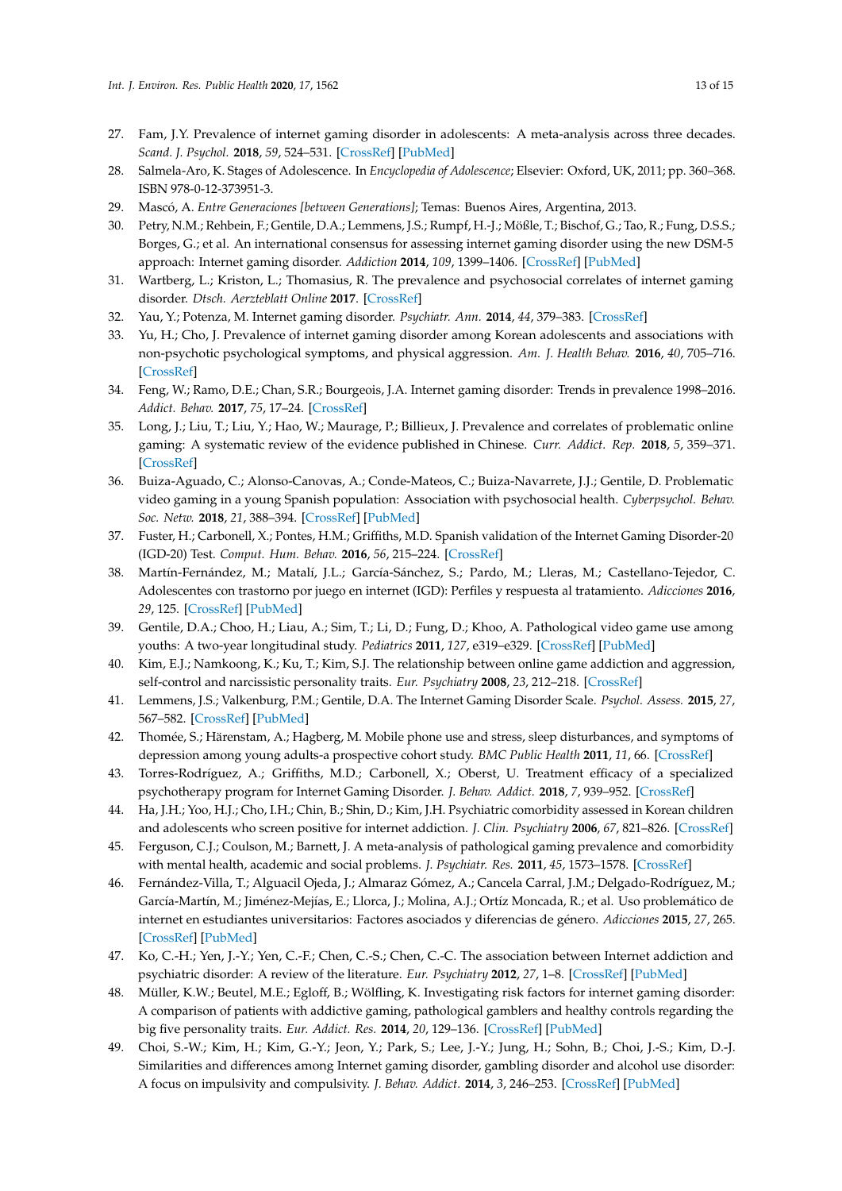27. Fam, J.Y. Prevalence of internet gaming disorder in adolescents: A meta-analysis across three decades. *Scand. J. Psychol.* **2018**, *59*, 524–531. [CrossRef] [PubMed]
28. Salmela-Aro, K. Stages of Adolescence. In *Encyclopedia of Adolescence*; Elsevier: Oxford, UK, 2011; pp. 360–368. ISBN 978-0-12-373951-3.
29. Mascó, A. *Entre Generaciones [between Generations]*; Temas: Buenos Aires, Argentina, 2013.
30. Petry, N.M.; Rehbein, F.; Gentile, D.A.; Lemmens, J.S.; Rumpf, H.-J.; Mößle, T.; Bischof, G.; Tao, R.; Fung, D.S.S.; Borges, G.; et al. An international consensus for assessing internet gaming disorder using the new DSM-5 approach: Internet gaming disorder. *Addiction* **2014**, *109*, 1399–1406. [CrossRef] [PubMed]
31. Wartberg, L.; Kriston, L.; Thomasius, R. The prevalence and psychosocial correlates of internet gaming disorder. *Dtsch. Aerzteblatt Online* **2017**. [CrossRef]
32. Yau, Y.; Potenza, M. Internet gaming disorder. *Psychiatr. Ann.* **2014**, *44*, 379–383. [CrossRef]
33. Yu, H.; Cho, J. Prevalence of internet gaming disorder among Korean adolescents and associations with non-psychotic psychological symptoms, and physical aggression. *Am. J. Health Behav.* **2016**, *40*, 705–716. [CrossRef]
34. Feng, W.; Ramo, D.E.; Chan, S.R.; Bourgeois, J.A. Internet gaming disorder: Trends in prevalence 1998–2016. *Addict. Behav.* **2017**, *75*, 17–24. [CrossRef]
35. Long, J.; Liu, T.; Liu, Y.; Hao, W.; Maurage, P.; Billieux, J. Prevalence and correlates of problematic online gaming: A systematic review of the evidence published in Chinese. *Curr. Addict. Rep.* **2018**, *5*, 359–371. [CrossRef]
36. Buiza-Aguado, C.; Alonso-Canovas, A.; Conde-Mateos, C.; Buiza-Navarrete, J.J.; Gentile, D. Problematic video gaming in a young Spanish population: Association with psychosocial health. *Cyberpsychol. Behav. Soc. Netw.* **2018**, *21*, 388–394. [CrossRef] [PubMed]
37. Fuster, H.; Carbonell, X.; Pontes, H.M.; Griffiths, M.D. Spanish validation of the Internet Gaming Disorder-20 (IGD-20) Test. *Comput. Hum. Behav.* **2016**, *56*, 215–224. [CrossRef]
38. Martín-Fernández, M.; Matalí, J.L.; García-Sánchez, S.; Pardo, M.; Lleras, M.; Castellano-Tejedor, C. Adolescentes con trastorno por juego en internet (IGD): Perfiles y respuesta al tratamiento. *Adicciones* **2016**, *29*, 125. [CrossRef] [PubMed]
39. Gentile, D.A.; Choo, H.; Liau, A.; Sim, T.; Li, D.; Fung, D.; Khoo, A. Pathological video game use among youths: A two-year longitudinal study. *Pediatrics* **2011**, *127*, e319–e329. [CrossRef] [PubMed]
40. Kim, E.J.; Namkoong, K.; Ku, T.; Kim, S.J. The relationship between online game addiction and aggression, self-control and narcissistic personality traits. *Eur. Psychiatry* **2008**, *23*, 212–218. [CrossRef]
41. Lemmens, J.S.; Valkenburg, P.M.; Gentile, D.A. The Internet Gaming Disorder Scale. *Psychol. Assess.* **2015**, *27*, 567–582. [CrossRef] [PubMed]
42. Thomée, S.; Härenstam, A.; Hagberg, M. Mobile phone use and stress, sleep disturbances, and symptoms of depression among young adults-a prospective cohort study. *BMC Public Health* **2011**, *11*, 66. [CrossRef]
43. Torres-Rodríguez, A.; Griffiths, M.D.; Carbonell, X.; Oberst, U. Treatment efficacy of a specialized psychotherapy program for Internet Gaming Disorder. *J. Behav. Addict.* **2018**, *7*, 939–952. [CrossRef]
44. Ha, J.H.; Yoo, H.J.; Cho, I.H.; Chin, B.; Shin, D.; Kim, J.H. Psychiatric comorbidity assessed in Korean children and adolescents who screen positive for internet addiction. *J. Clin. Psychiatry* **2006**, *67*, 821–826. [CrossRef]
45. Ferguson, C.J.; Coulson, M.; Barnett, J. A meta-analysis of pathological gaming prevalence and comorbidity with mental health, academic and social problems. *J. Psychiatr. Res.* **2011**, *45*, 1573–1578. [CrossRef]
46. Fernández-Villa, T.; Alguacil Ojeda, J.; Almaraz Gómez, A.; Cancela Carral, J.M.; Delgado-Rodríguez, M.; García-Martín, M.; Jiménez-Mejías, E.; Llorca, J.; Molina, A.J.; Ortíz Moncada, R.; et al. Uso problemático de internet en estudiantes universitarios: Factores asociados y diferencias de género. *Adicciones* **2015**, *27*, 265. [CrossRef] [PubMed]
47. Ko, C.-H.; Yen, J.-Y.; Yen, C.-F.; Chen, C.-S.; Chen, C.-C. The association between Internet addiction and psychiatric disorder: A review of the literature. *Eur. Psychiatry* **2012**, *27*, 1–8. [CrossRef] [PubMed]
48. Müller, K.W.; Beutel, M.E.; Egloff, B.; Wölfling, K. Investigating risk factors for internet gaming disorder: A comparison of patients with addictive gaming, pathological gamblers and healthy controls regarding the big five personality traits. *Eur. Addict. Res.* **2014**, *20*, 129–136. [CrossRef] [PubMed]
49. Choi, S.-W.; Kim, H.; Kim, G.-Y.; Jeon, Y.; Park, S.; Lee, J.-Y.; Jung, H.; Sohn, B.; Choi, J.-S.; Kim, D.-J. Similarities and differences among Internet gaming disorder, gambling disorder and alcohol use disorder: A focus on impulsivity and compulsivity. *J. Behav. Addict.* **2014**, *3*, 246–253. [CrossRef] [PubMed]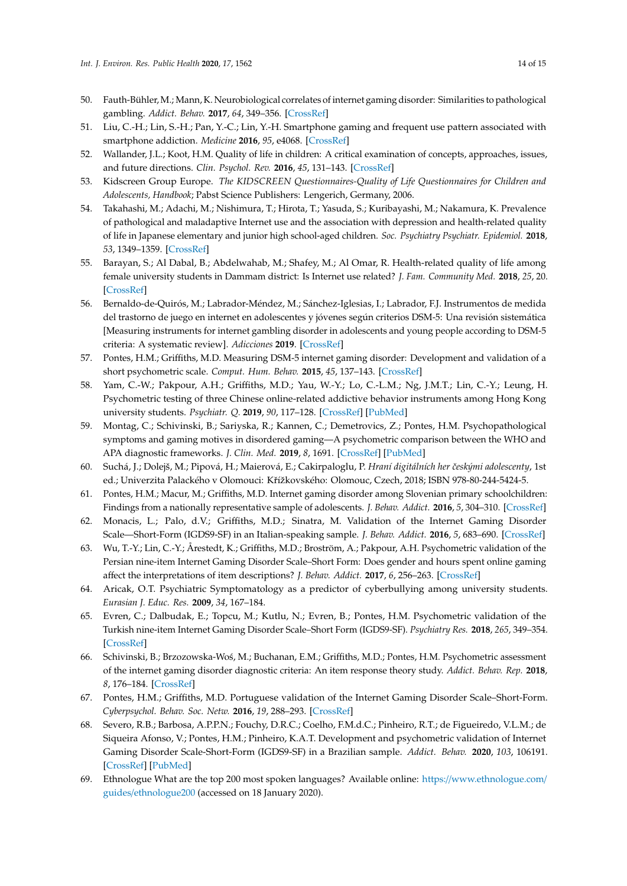50. Fauth-Bühler, M.; Mann, K. Neurobiological correlates of internet gaming disorder: Similarities to pathological gambling. *Addict. Behav.* **2017**, *64*, 349–356. [CrossRef]
51. Liu, C.-H.; Lin, S.-H.; Pan, Y.-C.; Lin, Y.-H. Smartphone gaming and frequent use pattern associated with smartphone addiction. *Medicine* **2016**, *95*, e4068. [CrossRef]
52. Wallander, J.L.; Koot, H.M. Quality of life in children: A critical examination of concepts, approaches, issues, and future directions. *Clin. Psychol. Rev.* **2016**, *45*, 131–143. [CrossRef]
53. Kidscreen Group Europe. *The KIDSCREEN Questionnaires-Quality of Life Questionnaires for Children and Adolescents, Handbook*; Pabst Science Publishers: Lengerich, Germany, 2006.
54. Takahashi, M.; Adachi, M.; Nishimura, T.; Hirota, T.; Yasuda, S.; Kuribayashi, M.; Nakamura, K. Prevalence of pathological and maladaptive Internet use and the association with depression and health-related quality of life in Japanese elementary and junior high school-aged children. *Soc. Psychiatry Psychiatr. Epidemiol.* **2018**, *53*, 1349–1359. [CrossRef]
55. Barayan, S.; Al Dabal, B.; Abdelwahab, M.; Shafey, M.; Al Omar, R. Health-related quality of life among female university students in Dammam district: Is Internet use related? *J. Fam. Community Med.* **2018**, *25*, 20. [CrossRef]
56. Bernaldo-de-Quirós, M.; Labrador-Méndez, M.; Sánchez-Iglesias, I.; Labrador, F.J. Instrumentos de medida del trastorno de juego en internet en adolescentes y jóvenes según criterios DSM-5: Una revisión sistemática [Measuring instruments for internet gambling disorder in adolescents and young people according to DSM-5 criteria: A systematic review]. *Adicciones* **2019**. [CrossRef]
57. Pontes, H.M.; Griffiths, M.D. Measuring DSM-5 internet gaming disorder: Development and validation of a short psychometric scale. *Comput. Hum. Behav.* **2015**, *45*, 137–143. [CrossRef]
58. Yam, C.-W.; Pakpour, A.H.; Griffiths, M.D.; Yau, W.-Y.; Lo, C.-L.M.; Ng, J.M.T.; Lin, C.-Y.; Leung, H. Psychometric testing of three Chinese online-related addictive behavior instruments among Hong Kong university students. *Psychiatr. Q.* **2019**, *90*, 117–128. [CrossRef] [PubMed]
59. Montag, C.; Schivinski, B.; Sariyska, R.; Kannen, C.; Demetrovics, Z.; Pontes, H.M. Psychopathological symptoms and gaming motives in disordered gaming—A psychometric comparison between the WHO and APA diagnostic frameworks. *J. Clin. Med.* **2019**, *8*, 1691. [CrossRef] [PubMed]
60. Suchá, J.; Dolejš, M.; Pipová, H.; Maierová, E.; Cakirpaloglu, P. *Hraní digitálních her českými adolescenty*, 1st ed.; Univerzita Palackého v Olomouci: Křížkovského: Olomouc, Czech, 2018; ISBN 978-80-244-5424-5.
61. Pontes, H.M.; Macur, M.; Griffiths, M.D. Internet gaming disorder among Slovenian primary schoolchildren: Findings from a nationally representative sample of adolescents. *J. Behav. Addict.* **2016**, *5*, 304–310. [CrossRef]
62. Monacis, L.; Palo, d.V.; Griffiths, M.D.; Sinatra, M. Validation of the Internet Gaming Disorder Scale—Short-Form (IGDS9-SF) in an Italian-speaking sample. *J. Behav. Addict.* **2016**, *5*, 683–690. [CrossRef]
63. Wu, T.-Y.; Lin, C.-Y.; Årestedt, K.; Griffiths, M.D.; Broström, A.; Pakpour, A.H. Psychometric validation of the Persian nine-item Internet Gaming Disorder Scale–Short Form: Does gender and hours spent online gaming affect the interpretations of item descriptions? *J. Behav. Addict.* **2017**, *6*, 256–263. [CrossRef]
64. Aricak, O.T. Psychiatric Symptomatology as a predictor of cyberbullying among university students. *Eurasian J. Educ. Res.* **2009**, *34*, 167–184.
65. Evren, C.; Dalbudak, E.; Topcu, M.; Kutlu, N.; Evren, B.; Pontes, H.M. Psychometric validation of the Turkish nine-item Internet Gaming Disorder Scale–Short Form (IGDS9-SF). *Psychiatry Res.* **2018**, *265*, 349–354. [CrossRef]
66. Schivinski, B.; Brzozowska-Woś, M.; Buchanan, E.M.; Griffiths, M.D.; Pontes, H.M. Psychometric assessment of the internet gaming disorder diagnostic criteria: An item response theory study. *Addict. Behav. Rep.* **2018**, *8*, 176–184. [CrossRef]
67. Pontes, H.M.; Griffiths, M.D. Portuguese validation of the Internet Gaming Disorder Scale–Short-Form. *Cyberpsychol. Behav. Soc. Netw.* **2016**, *19*, 288–293. [CrossRef]
68. Severo, R.B.; Barbosa, A.P.P.N.; Fouchy, D.R.C.; Coelho, F.M.d.C.; Pinheiro, R.T.; de Figueiredo, V.L.M.; de Siqueira Afonso, V.; Pontes, H.M.; Pinheiro, K.A.T. Development and psychometric validation of Internet Gaming Disorder Scale-Short-Form (IGDS9-SF) in a Brazilian sample. *Addict. Behav.* **2020**, *103*, 106191. [CrossRef] [PubMed]
69. Ethnologue What are the top 200 most spoken languages? Available online: https://www.ethnologue.com/guides/ethnologue200 (accessed on 18 January 2020).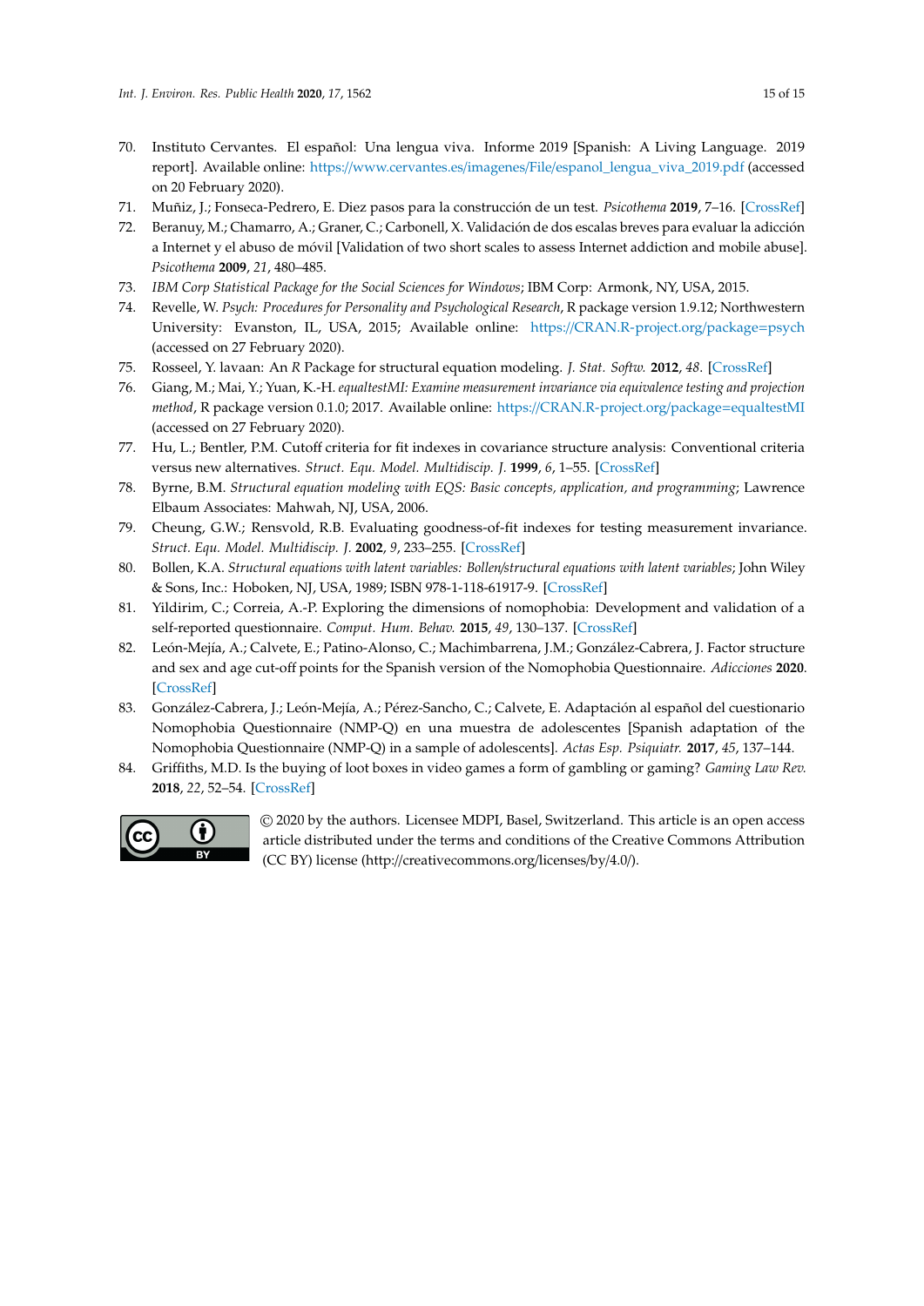70. Instituto Cervantes. El español: Una lengua viva. Informe 2019 [Spanish: A Living Language. 2019 report]. Available online: https://www.cervantes.es/imagenes/File/espanol_lengua_viva_2019.pdf (accessed on 20 February 2020).
71. Muñiz, J.; Fonseca-Pedrero, E. Diez pasos para la construcción de un test. *Psicothema* **2019**, 7–16. [CrossRef]
72. Beranuy, M.; Chamarro, A.; Graner, C.; Carbonell, X. Validación de dos escalas breves para evaluar la adicción a Internet y el abuso de móvil [Validation of two short scales to assess Internet addiction and mobile abuse]. *Psicothema* **2009**, *21*, 480–485.
73. *IBM Corp Statistical Package for the Social Sciences for Windows*; IBM Corp: Armonk, NY, USA, 2015.
74. Revelle, W. *Psych: Procedures for Personality and Psychological Research*, R package version 1.9.12; Northwestern University: Evanston, IL, USA, 2015; Available online: https://CRAN.R-project.org/package=psych (accessed on 27 February 2020).
75. Rosseel, Y. lavaan: An *R* Package for structural equation modeling. *J. Stat. Softw.* **2012**, *48*. [CrossRef]
76. Giang, M.; Mai, Y.; Yuan, K.-H. *equaltestMI: Examine measurement invariance via equivalence testing and projection method*, R package version 0.1.0; 2017. Available online: https://CRAN.R-project.org/package=equaltestMI (accessed on 27 February 2020).
77. Hu, L.; Bentler, P.M. Cutoff criteria for fit indexes in covariance structure analysis: Conventional criteria versus new alternatives. *Struct. Equ. Model. Multidiscip. J.* **1999**, *6*, 1–55. [CrossRef]
78. Byrne, B.M. *Structural equation modeling with EQS: Basic concepts, application, and programming*; Lawrence Elbaum Associates: Mahwah, NJ, USA, 2006.
79. Cheung, G.W.; Rensvold, R.B. Evaluating goodness-of-fit indexes for testing measurement invariance. *Struct. Equ. Model. Multidiscip. J.* **2002**, *9*, 233–255. [CrossRef]
80. Bollen, K.A. *Structural equations with latent variables: Bollen/structural equations with latent variables*; John Wiley & Sons, Inc.: Hoboken, NJ, USA, 1989; ISBN 978-1-118-61917-9. [CrossRef]
81. Yildirim, C.; Correia, A.-P. Exploring the dimensions of nomophobia: Development and validation of a self-reported questionnaire. *Comput. Hum. Behav.* **2015**, *49*, 130–137. [CrossRef]
82. León-Mejía, A.; Calvete, E.; Patino-Alonso, C.; Machimbarrena, J.M.; González-Cabrera, J. Factor structure and sex and age cut-off points for the Spanish version of the Nomophobia Questionnaire. *Adicciones* **2020**. [CrossRef]
83. González-Cabrera, J.; León-Mejía, A.; Pérez-Sancho, C.; Calvete, E. Adaptación al español del cuestionario Nomophobia Questionnaire (NMP-Q) en una muestra de adolescentes [Spanish adaptation of the Nomophobia Questionnaire (NMP-Q) in a sample of adolescents]. *Actas Esp. Psiquiatr.* **2017**, *45*, 137–144.
84. Griffiths, M.D. Is the buying of loot boxes in video games a form of gambling or gaming? *Gaming Law Rev.* **2018**, *22*, 52–54. [CrossRef]

© 2020 by the authors. Licensee MDPI, Basel, Switzerland. This article is an open access article distributed under the terms and conditions of the Creative Commons Attribution (CC BY) license (http://creativecommons.org/licenses/by/4.0/).